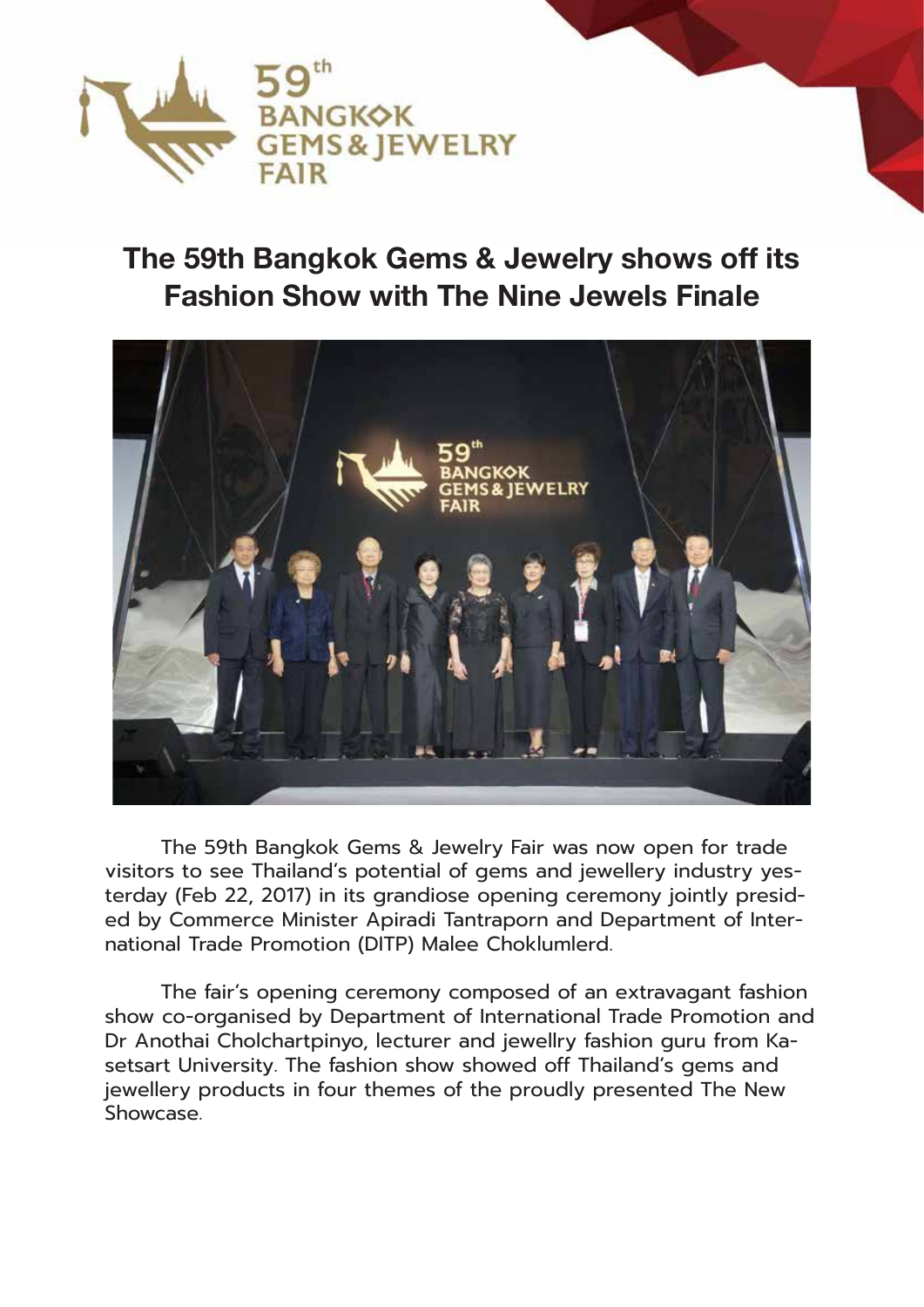# The 59th Bangkok Gems & Jewelry shows off its Fashion Show with The Nine Jewels Finale

The 59th Bangkok Gems & Jewelry Fair was now open for trade visitors to see Thailand's potential of gems and jewellery industry yesterday (Feb 22, 2017) in its grandiose opening ceremony jointly presided by Commerce Minister Apiradi Tantraporn and Department of International Trade Promotion (DITP) Malee Choklumlerd.

The fair's opening ceremony composed of an extravagant fashion show co-organised by Department of International Trade Promotion and Dr Anothai Cholchartpinyo, lecturer and jewellry fashion guru from Kasetsart University. The fashion show showed off Thailand's gems and jewellery products in four themes of the proudly presented The New Showcase.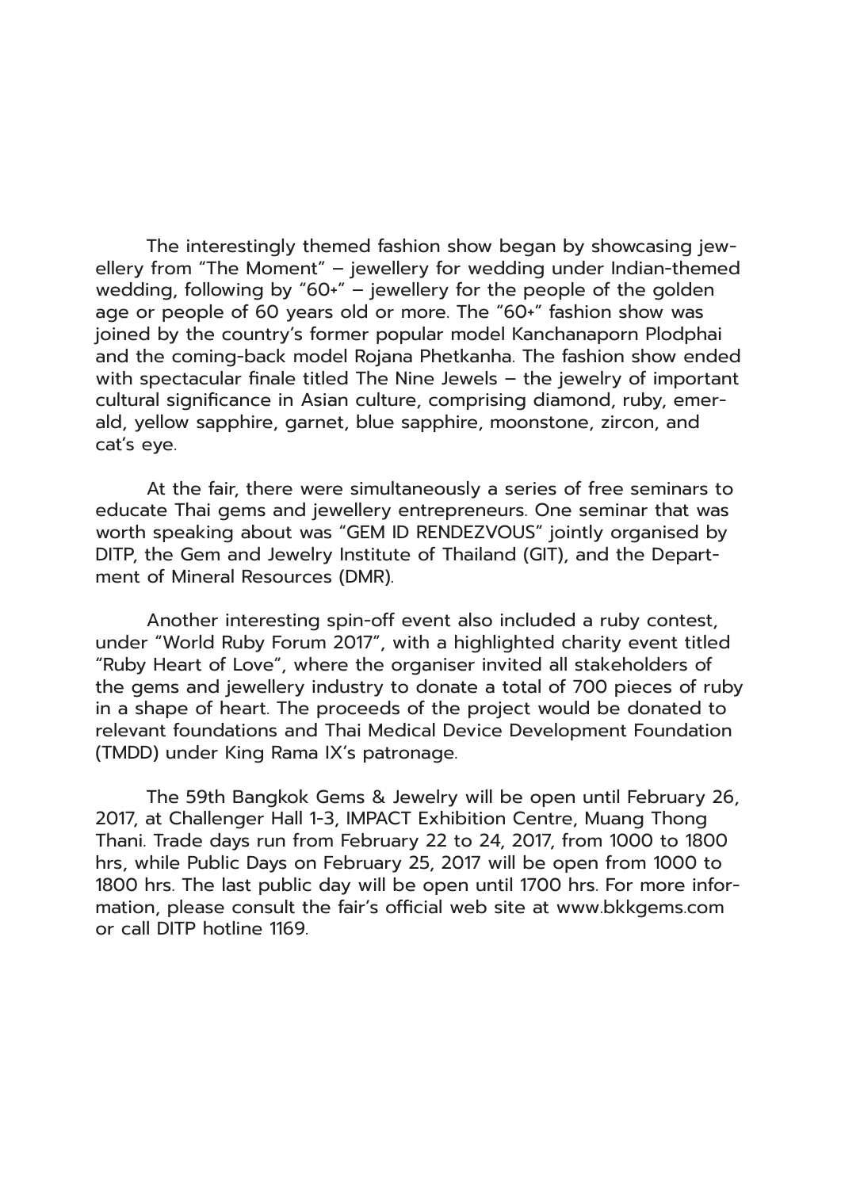The interestingly themed fashion show began by showcasing jewellery from "The Moment" – jewellery for wedding under Indian-themed wedding, following by "60+" – jewellery for the people of the golden age or people of 60 years old or more. The "60+" fashion show was joined by the country's former popular model Kanchanaporn Plodphai and the coming-back model Rojana Phetkanha. The fashion show ended with spectacular finale titled The Nine Jewels – the jewelry of important cultural significance in Asian culture, comprising diamond, ruby, emerald, yellow sapphire, garnet, blue sapphire, moonstone, zircon, and cat's eye.

At the fair, there were simultaneously a series of free seminars to educate Thai gems and jewellery entrepreneurs. One seminar that was worth speaking about was "GEM ID RENDEZVOUS" jointly organised by DITP, the Gem and Jewelry Institute of Thailand (GIT), and the Department of Mineral Resources (DMR).

Another interesting spin-off event also included a ruby contest, under "World Ruby Forum 2017", with a highlighted charity event titled "Ruby Heart of Love", where the organiser invited all stakeholders of the gems and jewellery industry to donate a total of 700 pieces of ruby in a shape of heart. The proceeds of the project would be donated to relevant foundations and Thai Medical Device Development Foundation (TMDD) under King Rama IX's patronage.

The 59th Bangkok Gems & Jewelry will be open until February 26, 2017, at Challenger Hall 1-3, IMPACT Exhibition Centre, Muang Thong Thani. Trade days run from February 22 to 24, 2017, from 1000 to 1800 hrs, while Public Days on February 25, 2017 will be open from 1000 to 1800 hrs. The last public day will be open until 1700 hrs. For more information, please consult the fair's official web site at www.bkkgems.com or call DITP hotline 1169.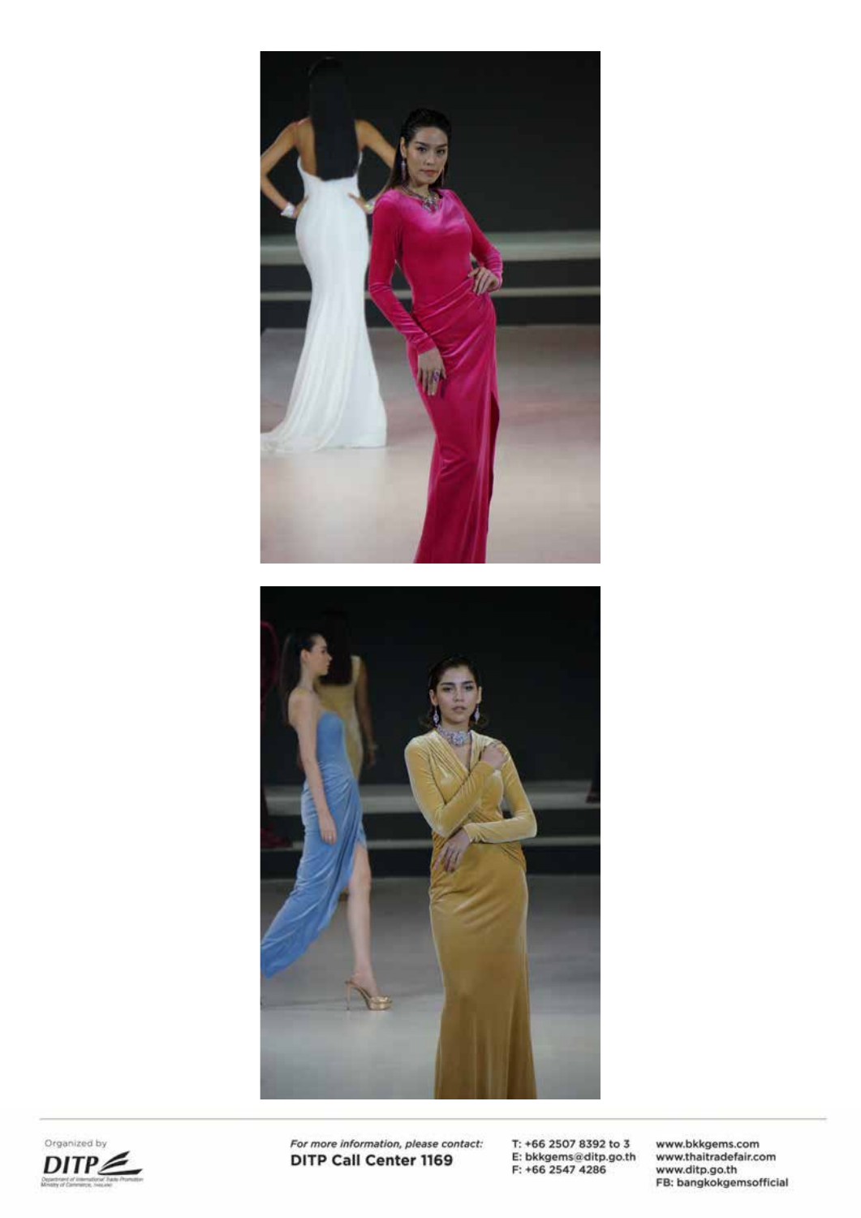Organized by

DITP

Department of International Trade Promotion
Ministry of Commerce, Thailand

*For more information, please contact:*

**DITP Call Center 1169**

T: +66 2507 8392 to 3
E: bkkgems@ditp.go.th
F: +66 2547 4286

www.bkkgems.com
www.thaitradefair.com
www.ditp.go.th
FB: bangkokgemsofficial